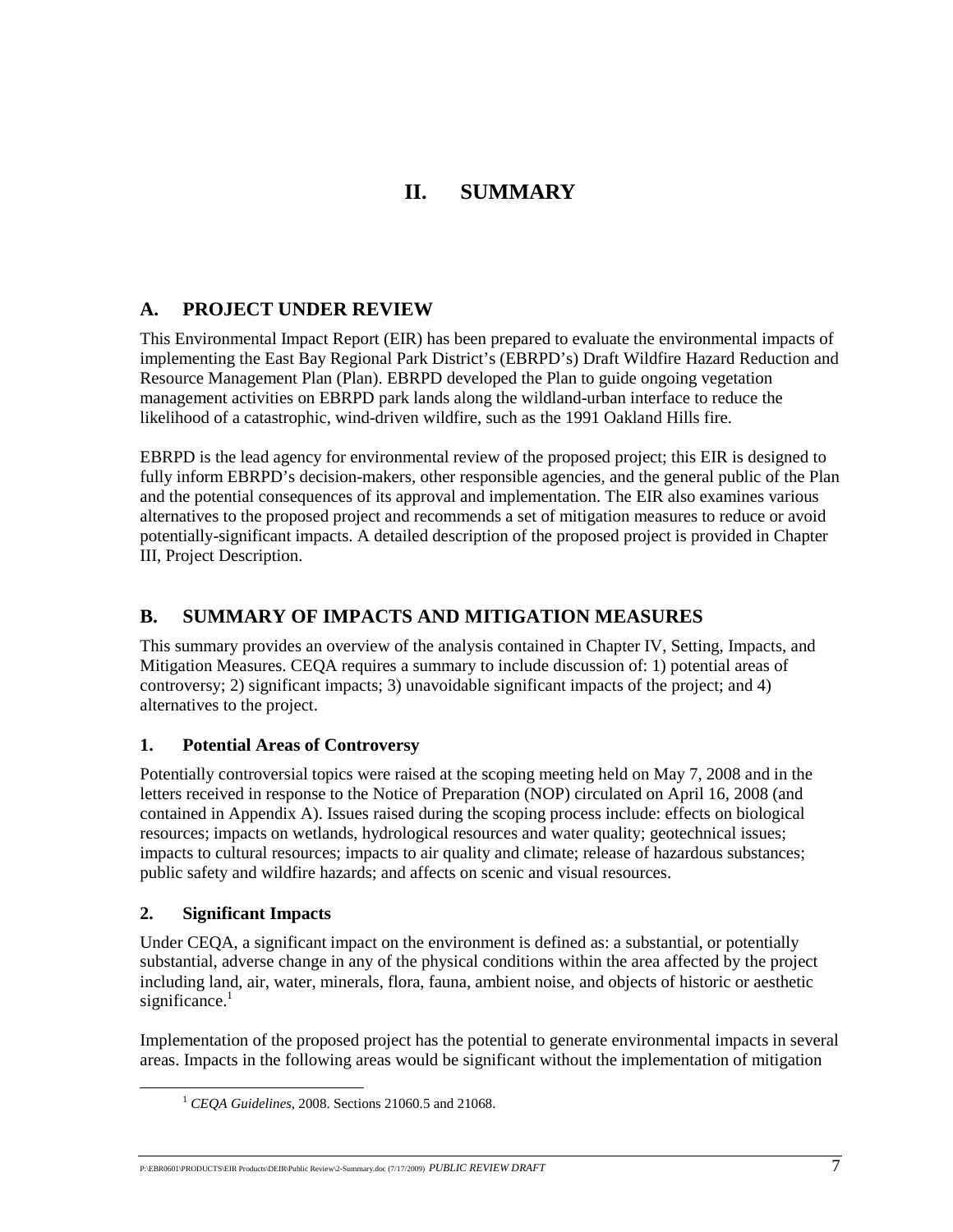# II. SUMMARY

## A. PROJECT UNDER REVIEW

This Environmental Impact Report (EIR) has been prepared to evaluate the environmental impacts of implementing the East Bay Regional Park District's (EBRPD's) Draft Wildfire Hazard Reduction and Resource Management Plan (Plan). EBRPD developed the Plan to guide ongoing vegetation management activities on EBRPD park lands along the wildland-urban interface to reduce the likelihood of a catastrophic, wind-driven wildfire, such as the 1991 Oakland Hills fire.

EBRPD is the lead agency for environmental review of the proposed project; this EIR is designed to fully inform EBRPD's decision-makers, other responsible agencies, and the general public of the Plan and the potential consequences of its approval and implementation. The EIR also examines various alternatives to the proposed project and recommends a set of mitigation measures to reduce or avoid potentially-significant impacts. A detailed description of the proposed project is provided in Chapter III, Project Description.

## B. SUMMARY OF IMPACTS AND MITIGATION MEASURES

This summary provides an overview of the analysis contained in Chapter IV, Setting, Impacts, and Mitigation Measures. CEQA requires a summary to include discussion of: 1) potential areas of controversy; 2) significant impacts; 3) unavoidable significant impacts of the project; and 4) alternatives to the project.

### 1. Potential Areas of Controversy

Potentially controversial topics were raised at the scoping meeting held on May 7, 2008 and in the letters received in response to the Notice of Preparation (NOP) circulated on April 16, 2008 (and contained in Appendix A). Issues raised during the scoping process include: effects on biological resources; impacts on wetlands, hydrological resources and water quality; geotechnical issues; impacts to cultural resources; impacts to air quality and climate; release of hazardous substances; public safety and wildfire hazards; and affects on scenic and visual resources.

### 2. Significant Impacts

Under CEQA, a significant impact on the environment is defined as: a substantial, or potentially substantial, adverse change in any of the physical conditions within the area affected by the project including land, air, water, minerals, flora, fauna, ambient noise, and objects of historic or aesthetic significance.[1]

Implementation of the proposed project has the potential to generate environmental impacts in several areas. Impacts in the following areas would be significant without the implementation of mitigation

[1] *CEQA Guidelines*, 2008. Sections 21060.5 and 21068.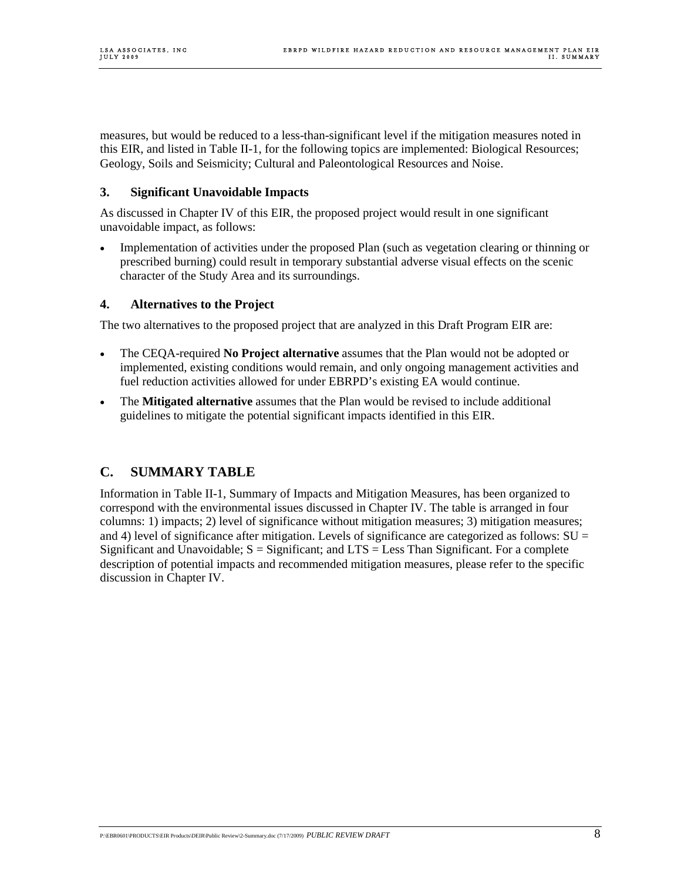measures, but would be reduced to a less-than-significant level if the mitigation measures noted in this EIR, and listed in Table II-1, for the following topics are implemented: Biological Resources; Geology, Soils and Seismicity; Cultural and Paleontological Resources and Noise.

### 3. Significant Unavoidable Impacts

As discussed in Chapter IV of this EIR, the proposed project would result in one significant unavoidable impact, as follows:

- Implementation of activities under the proposed Plan (such as vegetation clearing or thinning or prescribed burning) could result in temporary substantial adverse visual effects on the scenic character of the Study Area and its surroundings.

### 4. Alternatives to the Project

The two alternatives to the proposed project that are analyzed in this Draft Program EIR are:

- The CEQA-required **No Project alternative** assumes that the Plan would not be adopted or implemented, existing conditions would remain, and only ongoing management activities and fuel reduction activities allowed for under EBRPD's existing EA would continue.
- The **Mitigated alternative** assumes that the Plan would be revised to include additional guidelines to mitigate the potential significant impacts identified in this EIR.

## C. SUMMARY TABLE

Information in Table II-1, Summary of Impacts and Mitigation Measures, has been organized to correspond with the environmental issues discussed in Chapter IV. The table is arranged in four columns: 1) impacts; 2) level of significance without mitigation measures; 3) mitigation measures; and 4) level of significance after mitigation. Levels of significance are categorized as follows: SU = Significant and Unavoidable; S = Significant; and LTS = Less Than Significant. For a complete description of potential impacts and recommended mitigation measures, please refer to the specific discussion in Chapter IV.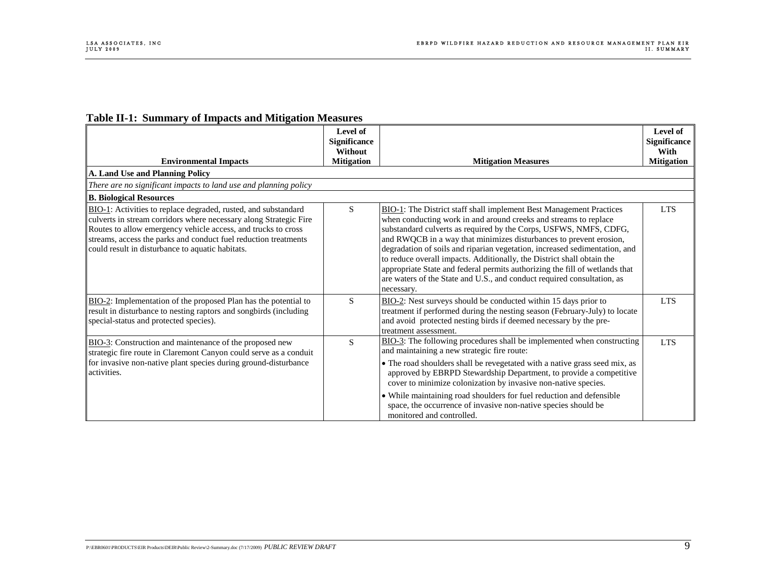**Table II-1: Summary of Impacts and Mitigation Measures**

| Environmental Impacts | Level of Significance Without Mitigation | Mitigation Measures | Level of Significance With Mitigation |
|---|---|---|---|
| **A. Land Use and Planning Policy** | | | |
| *There are no significant impacts to land use and planning policy* | | | |
| **B. Biological Resources** | | | |
| BIO-1: Activities to replace degraded, rusted, and substandard culverts in stream corridors where necessary along Strategic Fire Routes to allow emergency vehicle access, and trucks to cross streams, access the parks and conduct fuel reduction treatments could result in disturbance to aquatic habitats. | S | BIO-1: The District staff shall implement Best Management Practices when conducting work in and around creeks and streams to replace substandard culverts as required by the Corps, USFWS, NMFS, CDFG, and RWQCB in a way that minimizes disturbances to prevent erosion, degradation of soils and riparian vegetation, increased sedimentation, and to reduce overall impacts. Additionally, the District shall obtain the appropriate State and federal permits authorizing the fill of wetlands that are waters of the State and U.S., and conduct required consultation, as necessary. | LTS |
| BIO-2: Implementation of the proposed Plan has the potential to result in disturbance to nesting raptors and songbirds (including special-status and protected species). | S | BIO-2: Nest surveys should be conducted within 15 days prior to treatment if performed during the nesting season (February-July) to locate and avoid protected nesting birds if deemed necessary by the pre-treatment assessment. | LTS |
| BIO-3: Construction and maintenance of the proposed new strategic fire route in Claremont Canyon could serve as a conduit for invasive non-native plant species during ground-disturbance activities. | S | BIO-3: The following procedures shall be implemented when constructing and maintaining a new strategic fire route:<br>• The road shoulders shall be revegetated with a native grass seed mix, as approved by EBRPD Stewardship Department, to provide a competitive cover to minimize colonization by invasive non-native species.<br>• While maintaining road shoulders for fuel reduction and defensible space, the occurrence of invasive non-native species should be monitored and controlled. | LTS |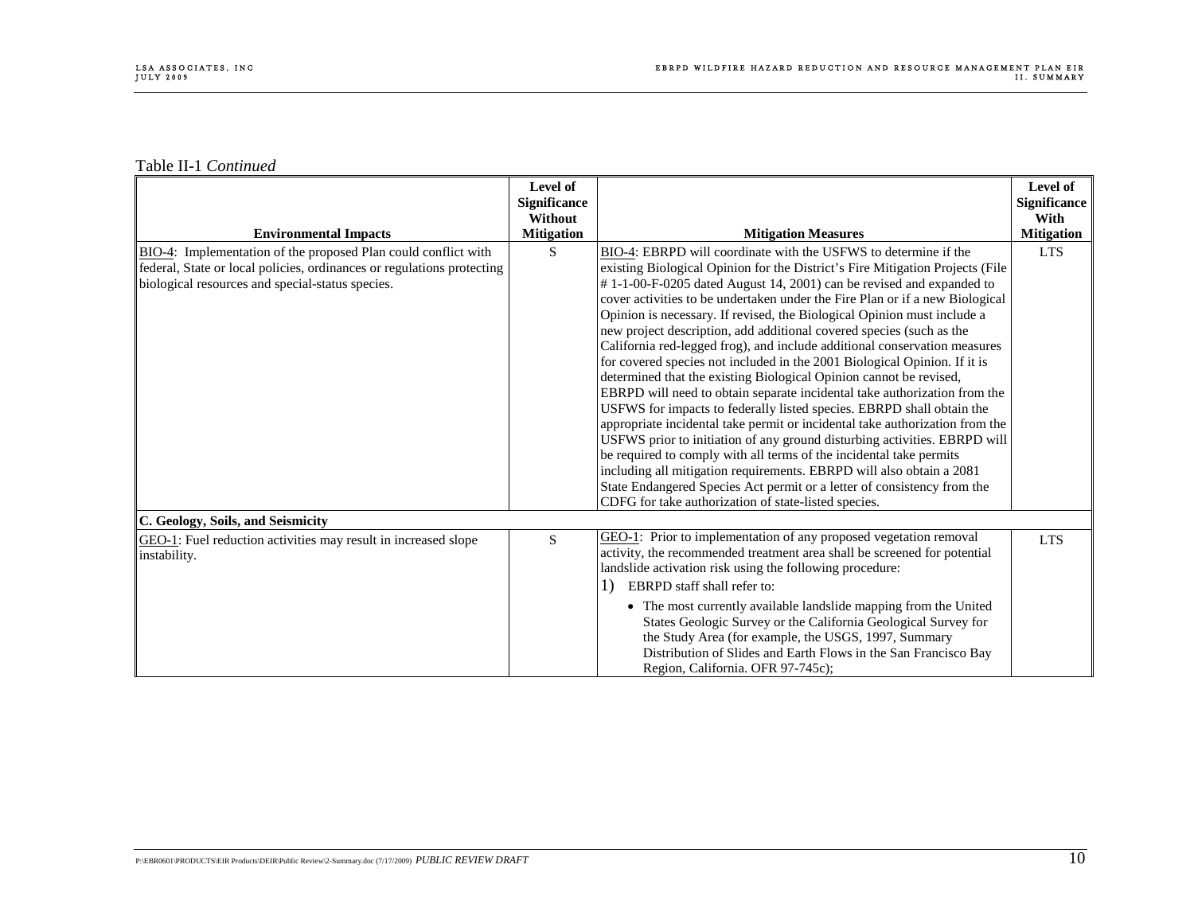Table II-1 *Continued*

| Environmental Impacts | Level of Significance Without Mitigation | Mitigation Measures | Level of Significance With Mitigation |
|---|---|---|---|
| BIO-4: Implementation of the proposed Plan could conflict with federal, State or local policies, ordinances or regulations protecting biological resources and special-status species. | S | BIO-4: EBRPD will coordinate with the USFWS to determine if the existing Biological Opinion for the District's Fire Mitigation Projects (File # 1-1-00-F-0205 dated August 14, 2001) can be revised and expanded to cover activities to be undertaken under the Fire Plan or if a new Biological Opinion is necessary. If revised, the Biological Opinion must include a new project description, add additional covered species (such as the California red-legged frog), and include additional conservation measures for covered species not included in the 2001 Biological Opinion. If it is determined that the existing Biological Opinion cannot be revised, EBRPD will need to obtain separate incidental take authorization from the USFWS for impacts to federally listed species. EBRPD shall obtain the appropriate incidental take permit or incidental take authorization from the USFWS prior to initiation of any ground disturbing activities. EBRPD will be required to comply with all terms of the incidental take permits including all mitigation requirements. EBRPD will also obtain a 2081 State Endangered Species Act permit or a letter of consistency from the CDFG for take authorization of state-listed species. | LTS |
| **C. Geology, Soils, and Seismicity** | | | |
| GEO-1: Fuel reduction activities may result in increased slope instability. | S | GEO-1: Prior to implementation of any proposed vegetation removal activity, the recommended treatment area shall be screened for potential landslide activation risk using the following procedure:<br>1) EBRPD staff shall refer to:<br>• The most currently available landslide mapping from the United States Geologic Survey or the California Geological Survey for the Study Area (for example, the USGS, 1997, Summary Distribution of Slides and Earth Flows in the San Francisco Bay Region, California. OFR 97-745c); | LTS |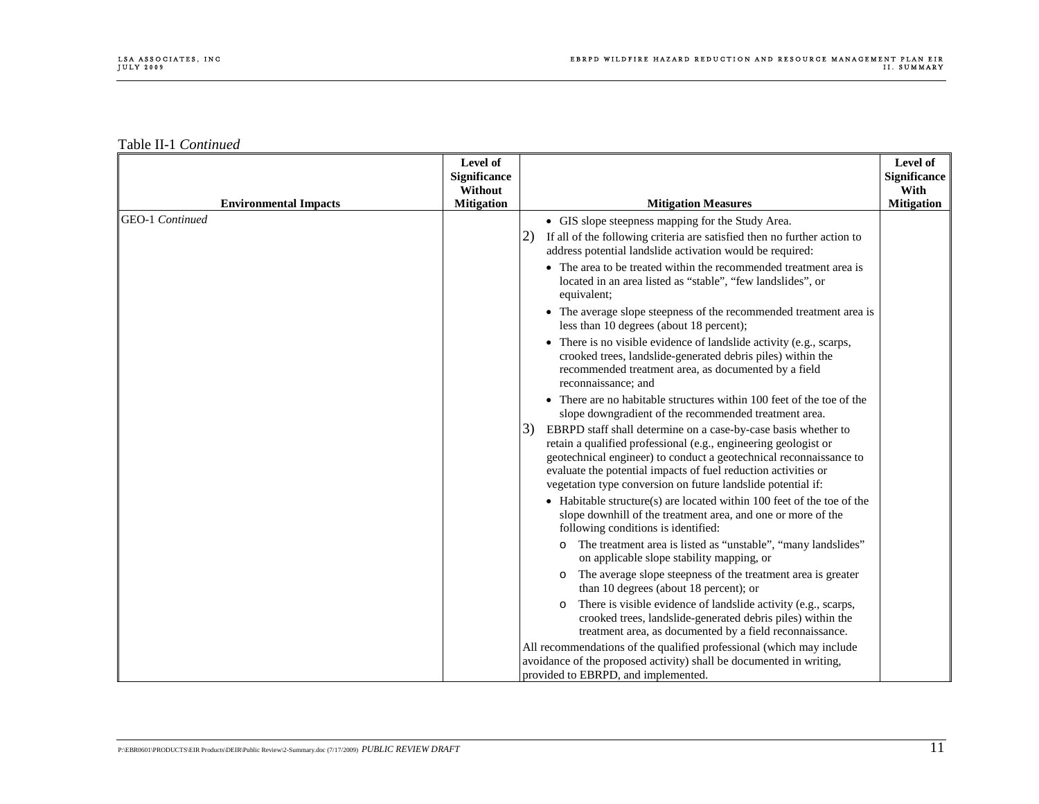Table II-1 *Continued*

| Environmental Impacts | Level of Significance Without Mitigation | Mitigation Measures | Level of Significance With Mitigation |
|---|---|---|---|
| GEO-1 *Continued* | | • GIS slope steepness mapping for the Study Area.<br>2) If all of the following criteria are satisfied then no further action to address potential landslide activation would be required:<br>• The area to be treated within the recommended treatment area is located in an area listed as "stable", "few landslides", or equivalent;<br>• The average slope steepness of the recommended treatment area is less than 10 degrees (about 18 percent);<br>• There is no visible evidence of landslide activity (e.g., scarps, crooked trees, landslide-generated debris piles) within the recommended treatment area, as documented by a field reconnaissance; and<br>• There are no habitable structures within 100 feet of the toe of the slope downgradient of the recommended treatment area.<br>3) EBRPD staff shall determine on a case-by-case basis whether to retain a qualified professional (e.g., engineering geologist or geotechnical engineer) to conduct a geotechnical reconnaissance to evaluate the potential impacts of fuel reduction activities or vegetation type conversion on future landslide potential if:<br>• Habitable structure(s) are located within 100 feet of the toe of the slope downhill of the treatment area, and one or more of the following conditions is identified:<br>o The treatment area is listed as "unstable", "many landslides" on applicable slope stability mapping, or<br>o The average slope steepness of the treatment area is greater than 10 degrees (about 18 percent); or<br>o There is visible evidence of landslide activity (e.g., scarps, crooked trees, landslide-generated debris piles) within the treatment area, as documented by a field reconnaissance.<br>All recommendations of the qualified professional (which may include avoidance of the proposed activity) shall be documented in writing, provided to EBRPD, and implemented. | |

P:\EBR0601\PRODUCTS\EIR Products\DEIR\Public Review\2-Summary.doc (7/17/2009) *PUBLIC REVIEW DRAFT*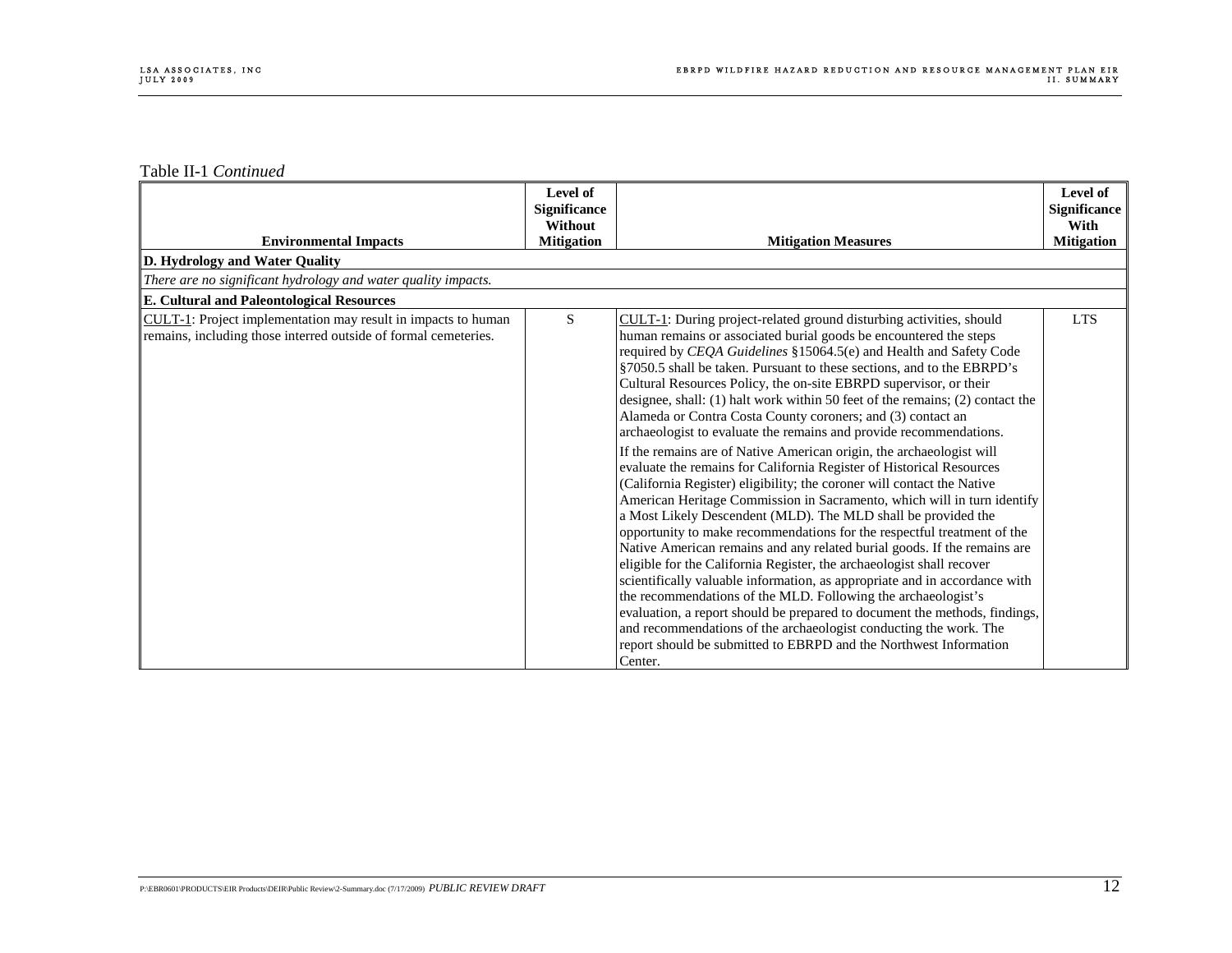Table II-1 *Continued*

| Environmental Impacts | Level of Significance Without Mitigation | Mitigation Measures | Level of Significance With Mitigation |
|---|---|---|---|
| **D. Hydrology and Water Quality** | | | |
| *There are no significant hydrology and water quality impacts.* | | | |
| **E. Cultural and Paleontological Resources** | | | |
| CULT-1: Project implementation may result in impacts to human remains, including those interred outside of formal cemeteries. | S | CULT-1: During project-related ground disturbing activities, should human remains or associated burial goods be encountered the steps required by *CEQA Guidelines* §15064.5(e) and Health and Safety Code §7050.5 shall be taken. Pursuant to these sections, and to the EBRPD's Cultural Resources Policy, the on-site EBRPD supervisor, or their designee, shall: (1) halt work within 50 feet of the remains; (2) contact the Alameda or Contra Costa County coroners; and (3) contact an archaeologist to evaluate the remains and provide recommendations.<br><br>If the remains are of Native American origin, the archaeologist will evaluate the remains for California Register of Historical Resources (California Register) eligibility; the coroner will contact the Native American Heritage Commission in Sacramento, which will in turn identify a Most Likely Descendent (MLD). The MLD shall be provided the opportunity to make recommendations for the respectful treatment of the Native American remains and any related burial goods. If the remains are eligible for the California Register, the archaeologist shall recover scientifically valuable information, as appropriate and in accordance with the recommendations of the MLD. Following the archaeologist's evaluation, a report should be prepared to document the methods, findings, and recommendations of the archaeologist conducting the work. The report should be submitted to EBRPD and the Northwest Information Center. | LTS |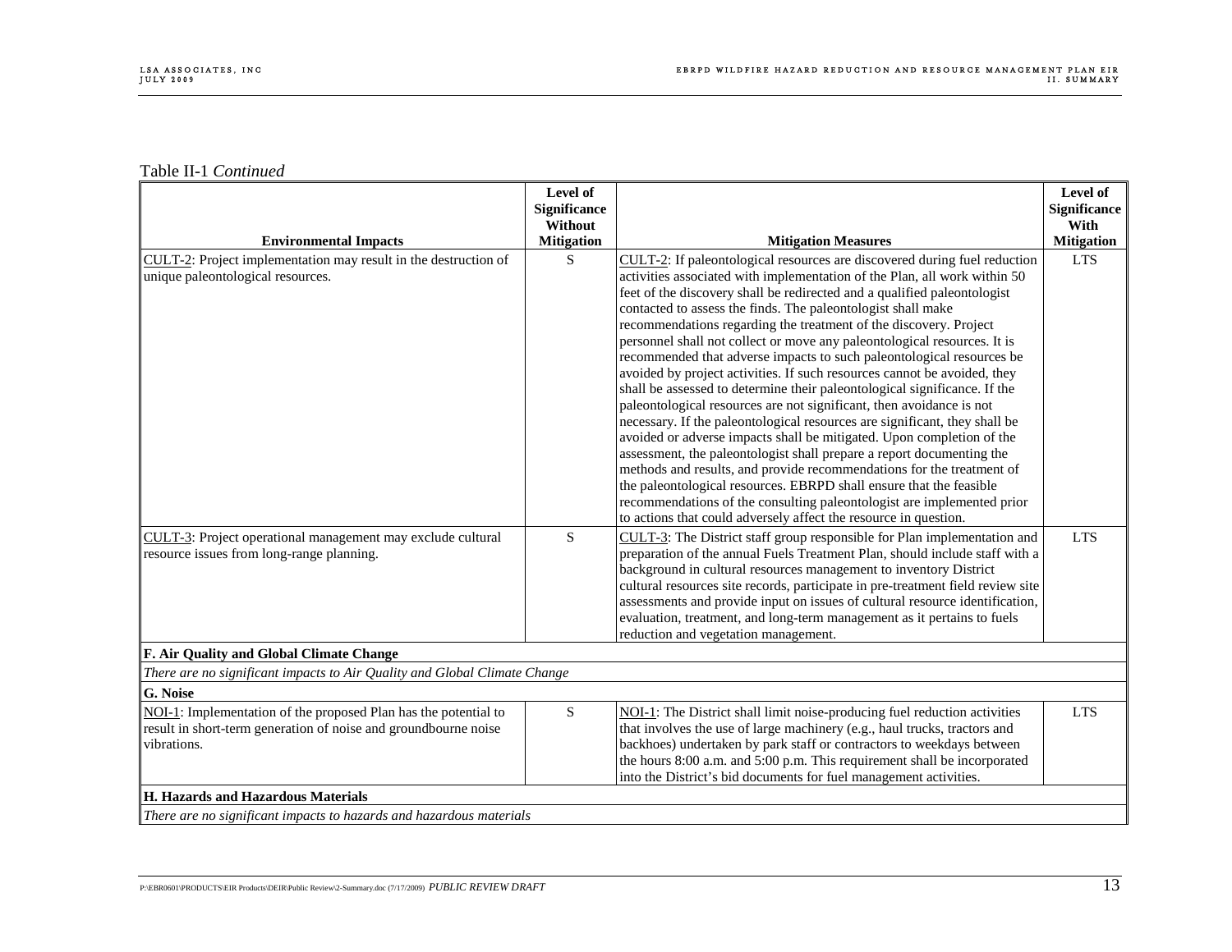Table II-1 *Continued*

| Environmental Impacts | Level of Significance Without Mitigation | Mitigation Measures | Level of Significance With Mitigation |
|---|---|---|---|
| CULT-2: Project implementation may result in the destruction of unique paleontological resources. | S | CULT-2: If paleontological resources are discovered during fuel reduction activities associated with implementation of the Plan, all work within 50 feet of the discovery shall be redirected and a qualified paleontologist contacted to assess the finds. The paleontologist shall make recommendations regarding the treatment of the discovery. Project personnel shall not collect or move any paleontological resources. It is recommended that adverse impacts to such paleontological resources be avoided by project activities. If such resources cannot be avoided, they shall be assessed to determine their paleontological significance. If the paleontological resources are not significant, then avoidance is not necessary. If the paleontological resources are significant, they shall be avoided or adverse impacts shall be mitigated. Upon completion of the assessment, the paleontologist shall prepare a report documenting the methods and results, and provide recommendations for the treatment of the paleontological resources. EBRPD shall ensure that the feasible recommendations of the consulting paleontologist are implemented prior to actions that could adversely affect the resource in question. | LTS |
| CULT-3: Project operational management may exclude cultural resource issues from long-range planning. | S | CULT-3: The District staff group responsible for Plan implementation and preparation of the annual Fuels Treatment Plan, should include staff with a background in cultural resources management to inventory District cultural resources site records, participate in pre-treatment field review site assessments and provide input on issues of cultural resource identification, evaluation, treatment, and long-term management as it pertains to fuels reduction and vegetation management. | LTS |
| **F. Air Quality and Global Climate Change** | | | |
| *There are no significant impacts to Air Quality and Global Climate Change* | | | |
| **G. Noise** | | | |
| NOI-1: Implementation of the proposed Plan has the potential to result in short-term generation of noise and groundbourne noise vibrations. | S | NOI-1: The District shall limit noise-producing fuel reduction activities that involves the use of large machinery (e.g., haul trucks, tractors and backhoes) undertaken by park staff or contractors to weekdays between the hours 8:00 a.m. and 5:00 p.m. This requirement shall be incorporated into the District's bid documents for fuel management activities. | LTS |
| **H. Hazards and Hazardous Materials** | | | |
| *There are no significant impacts to hazards and hazardous materials* | | | |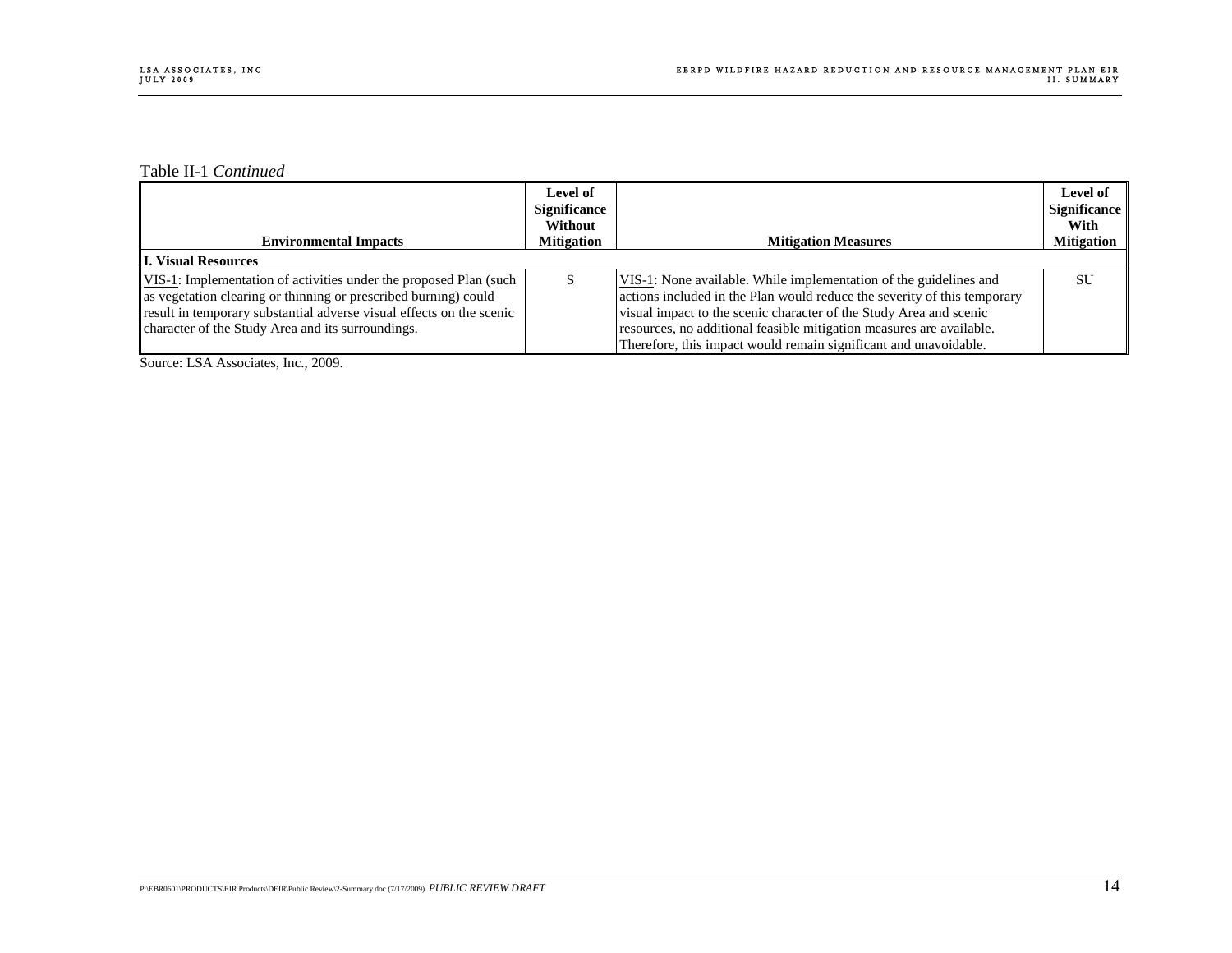Table II-1 *Continued*

| Environmental Impacts | Level of Significance Without Mitigation | Mitigation Measures | Level of Significance With Mitigation |
|---|---|---|---|
| **I. Visual Resources** | | | |
| VIS-1: Implementation of activities under the proposed Plan (such as vegetation clearing or thinning or prescribed burning) could result in temporary substantial adverse visual effects on the scenic character of the Study Area and its surroundings. | S | VIS-1: None available. While implementation of the guidelines and actions included in the Plan would reduce the severity of this temporary visual impact to the scenic character of the Study Area and scenic resources, no additional feasible mitigation measures are available. Therefore, this impact would remain significant and unavoidable. | SU |

Source: LSA Associates, Inc., 2009.